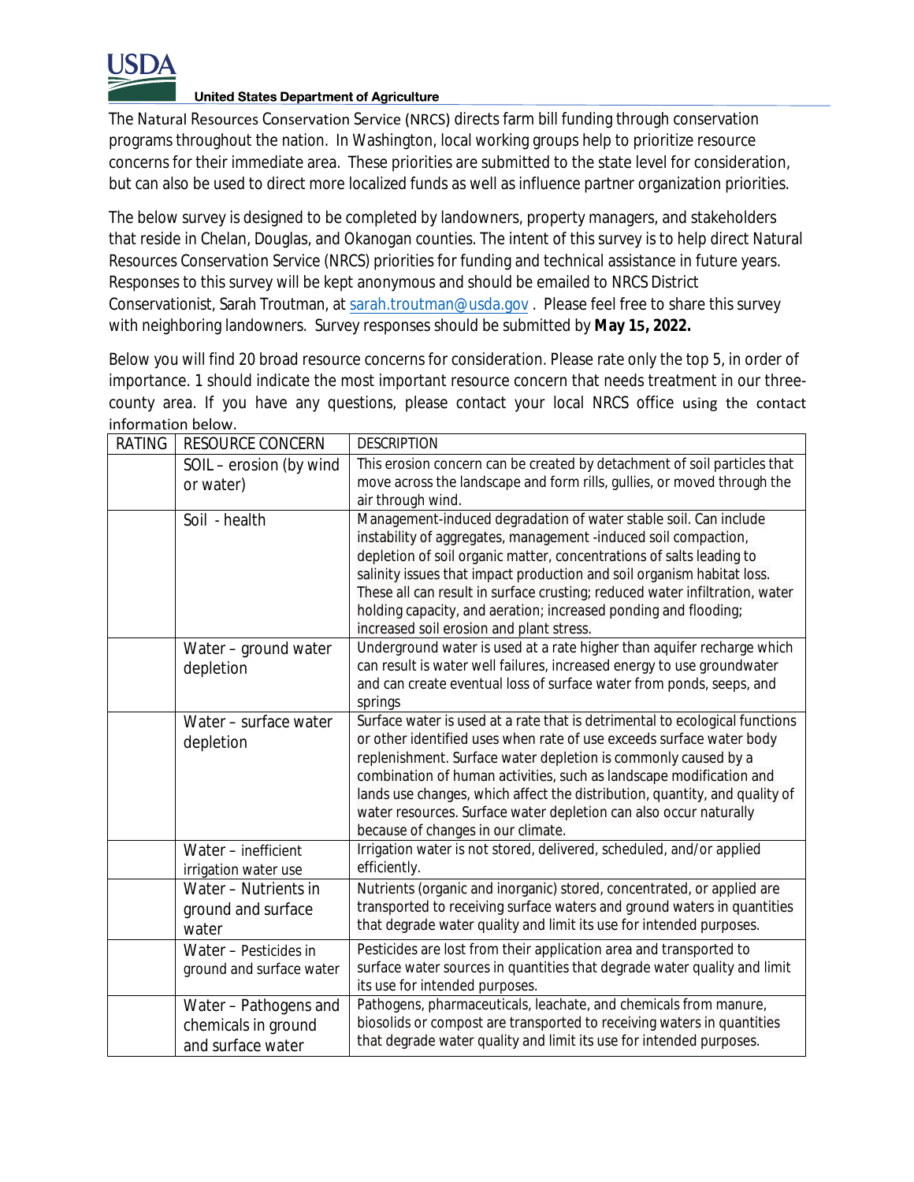USDA

**United States Department of Agriculture**

The Natural Resources Conservation Service (NRCS) directs farm bill funding through conservation programs throughout the nation. In Washington, local working groups help to prioritize resource concerns for their immediate area. These priorities are submitted to the state level for consideration, but can also be used to direct more localized funds as well as influence partner organization priorities.

The below survey is designed to be completed by landowners, property managers, and stakeholders that reside in Chelan, Douglas, and Okanogan counties. The intent of this survey is to help direct Natural Resources Conservation Service (NRCS) priorities for funding and technical assistance in future years. Responses to this survey will be kept anonymous and should be emailed to NRCS District Conservationist, Sarah Troutman, at sarah.troutman@usda.gov . Please feel free to share this survey with neighboring landowners. Survey responses should be submitted by **May 15, 2022.**

Below you will find 20 broad resource concerns for consideration. Please rate only the top 5, in order of importance. 1 should indicate the most important resource concern that needs treatment in our three-county area. If you have any questions, please contact your local NRCS office using the contact information below.

| RATING | RESOURCE CONCERN | DESCRIPTION |
|---|---|---|
| | SOIL – erosion (by wind or water) | This erosion concern can be created by detachment of soil particles that move across the landscape and form rills, gullies, or moved through the air through wind. |
| | Soil - health | Management-induced degradation of water stable soil. Can include instability of aggregates, management -induced soil compaction, depletion of soil organic matter, concentrations of salts leading to salinity issues that impact production and soil organism habitat loss. These all can result in surface crusting; reduced water infiltration, water holding capacity, and aeration; increased ponding and flooding; increased soil erosion and plant stress. |
| | Water – ground water depletion | Underground water is used at a rate higher than aquifer recharge which can result is water well failures, increased energy to use groundwater and can create eventual loss of surface water from ponds, seeps, and springs |
| | Water – surface water depletion | Surface water is used at a rate that is detrimental to ecological functions or other identified uses when rate of use exceeds surface water body replenishment. Surface water depletion is commonly caused by a combination of human activities, such as landscape modification and lands use changes, which affect the distribution, quantity, and quality of water resources. Surface water depletion can also occur naturally because of changes in our climate. |
| | Water – inefficient irrigation water use | Irrigation water is not stored, delivered, scheduled, and/or applied efficiently. |
| | Water – Nutrients in ground and surface water | Nutrients (organic and inorganic) stored, concentrated, or applied are transported to receiving surface waters and ground waters in quantities that degrade water quality and limit its use for intended purposes. |
| | Water – Pesticides in ground and surface water | Pesticides are lost from their application area and transported to surface water sources in quantities that degrade water quality and limit its use for intended purposes. |
| | Water – Pathogens and chemicals in ground and surface water | Pathogens, pharmaceuticals, leachate, and chemicals from manure, biosolids or compost are transported to receiving waters in quantities that degrade water quality and limit its use for intended purposes. |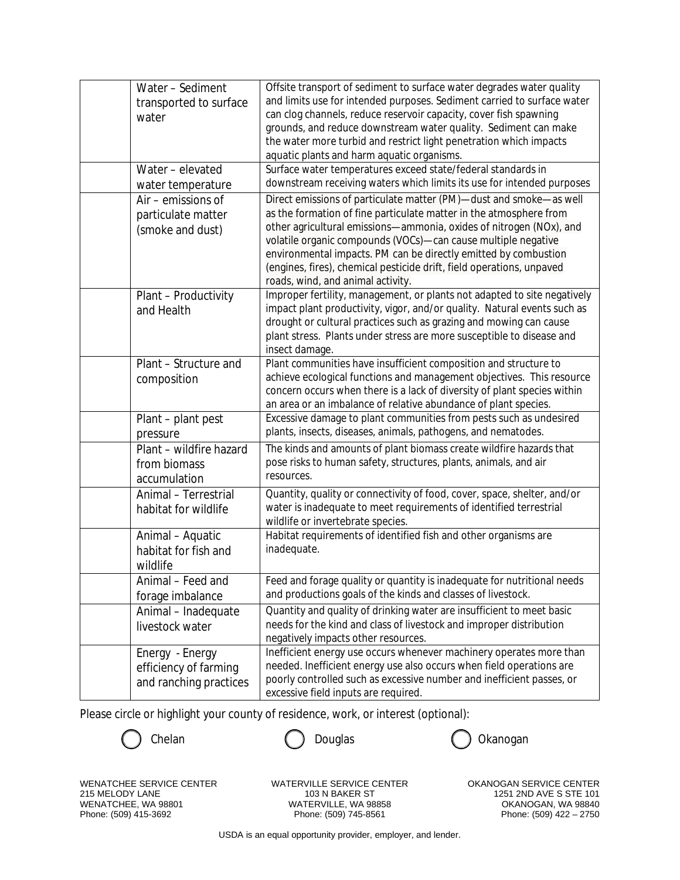| | | |
|---|---|---|
| | Water – Sediment transported to surface water | Offsite transport of sediment to surface water degrades water quality and limits use for intended purposes. Sediment carried to surface water can clog channels, reduce reservoir capacity, cover fish spawning grounds, and reduce downstream water quality. Sediment can make the water more turbid and restrict light penetration which impacts aquatic plants and harm aquatic organisms. |
| | Water – elevated water temperature | Surface water temperatures exceed state/federal standards in downstream receiving waters which limits its use for intended purposes |
| | Air – emissions of particulate matter (smoke and dust) | Direct emissions of particulate matter (PM)—dust and smoke—as well as the formation of fine particulate matter in the atmosphere from other agricultural emissions—ammonia, oxides of nitrogen (NOx), and volatile organic compounds (VOCs)—can cause multiple negative environmental impacts. PM can be directly emitted by combustion (engines, fires), chemical pesticide drift, field operations, unpaved roads, wind, and animal activity. |
| | Plant – Productivity and Health | Improper fertility, management, or plants not adapted to site negatively impact plant productivity, vigor, and/or quality. Natural events such as drought or cultural practices such as grazing and mowing can cause plant stress. Plants under stress are more susceptible to disease and insect damage. |
| | Plant – Structure and composition | Plant communities have insufficient composition and structure to achieve ecological functions and management objectives. This resource concern occurs when there is a lack of diversity of plant species within an area or an imbalance of relative abundance of plant species. |
| | Plant – plant pest pressure | Excessive damage to plant communities from pests such as undesired plants, insects, diseases, animals, pathogens, and nematodes. |
| | Plant – wildfire hazard from biomass accumulation | The kinds and amounts of plant biomass create wildfire hazards that pose risks to human safety, structures, plants, animals, and air resources. |
| | Animal – Terrestrial habitat for wildlife | Quantity, quality or connectivity of food, cover, space, shelter, and/or water is inadequate to meet requirements of identified terrestrial wildlife or invertebrate species. |
| | Animal – Aquatic habitat for fish and wildlife | Habitat requirements of identified fish and other organisms are inadequate. |
| | Animal – Feed and forage imbalance | Feed and forage quality or quantity is inadequate for nutritional needs and productions goals of the kinds and classes of livestock. |
| | Animal – Inadequate livestock water | Quantity and quality of drinking water are insufficient to meet basic needs for the kind and class of livestock and improper distribution negatively impacts other resources. |
| | Energy - Energy efficiency of farming and ranching practices | Inefficient energy use occurs whenever machinery operates more than needed. Inefficient energy use also occurs when field operations are poorly controlled such as excessive number and inefficient passes, or excessive field inputs are required. |

Please circle or highlight your county of residence, work, or interest (optional):

◯ Chelan ◯ Douglas ◯ Okanogan

WENATCHEE SERVICE CENTER
215 MELODY LANE
WENATCHEE, WA 98801
Phone: (509) 415-3692

WATERVILLE SERVICE CENTER
103 N BAKER ST
WATERVILLE, WA 98858
Phone: (509) 745-8561

OKANOGAN SERVICE CENTER
1251 2ND AVE S STE 101
OKANOGAN, WA 98840
Phone: (509) 422 – 2750

USDA is an equal opportunity provider, employer, and lender.